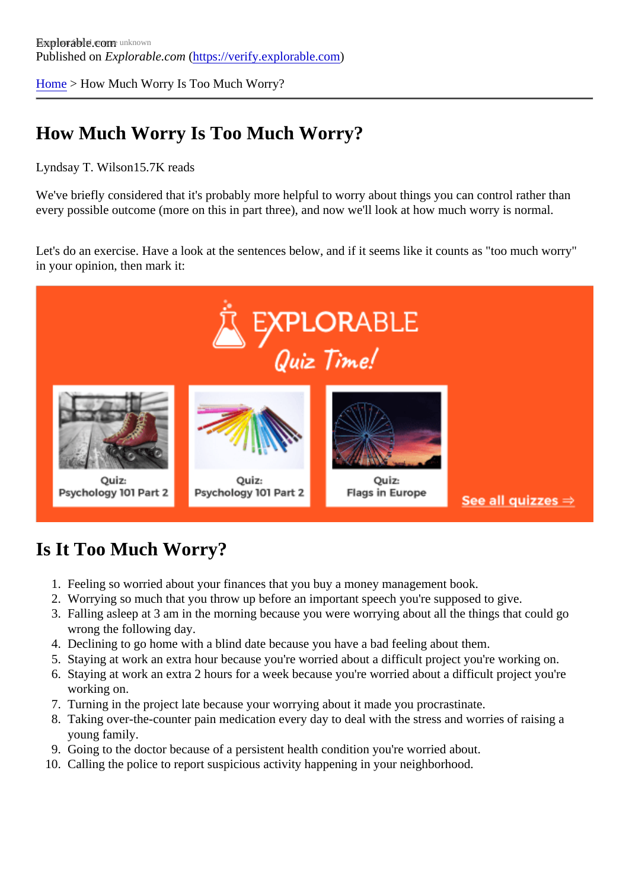Explorable.com

Published on *Explorable.com* (https://verify.explorable.com)

Home > How Much Worry Is Too Much Worry?

# How Much Worry Is Too Much Worry?

Lyndsay T. Wilson15.7K reads

We've briefly considered that it's probably more helpful to worry about things you can control rather than every possible outcome (more on this in part three), and now we'll look at how much worry is normal.

Let's do an exercise. Have a look at the sentences below, and if it seems like it counts as "too much worry" in your opinion, then mark it:

## Is It Too Much Worry?

1. Feeling so worried about your finances that you buy a money management book.
2. Worrying so much that you throw up before an important speech you're supposed to give.
3. Falling asleep at 3 am in the morning because you were worrying about all the things that could go wrong the following day.
4. Declining to go home with a blind date because you have a bad feeling about them.
5. Staying at work an extra hour because you're worried about a difficult project you're working on.
6. Staying at work an extra 2 hours for a week because you're worried about a difficult project you're working on.
7. Turning in the project late because your worrying about it made you procrastinate.
8. Taking over-the-counter pain medication every day to deal with the stress and worries of raising a young family.
9. Going to the doctor because of a persistent health condition you're worried about.
10. Calling the police to report suspicious activity happening in your neighborhood.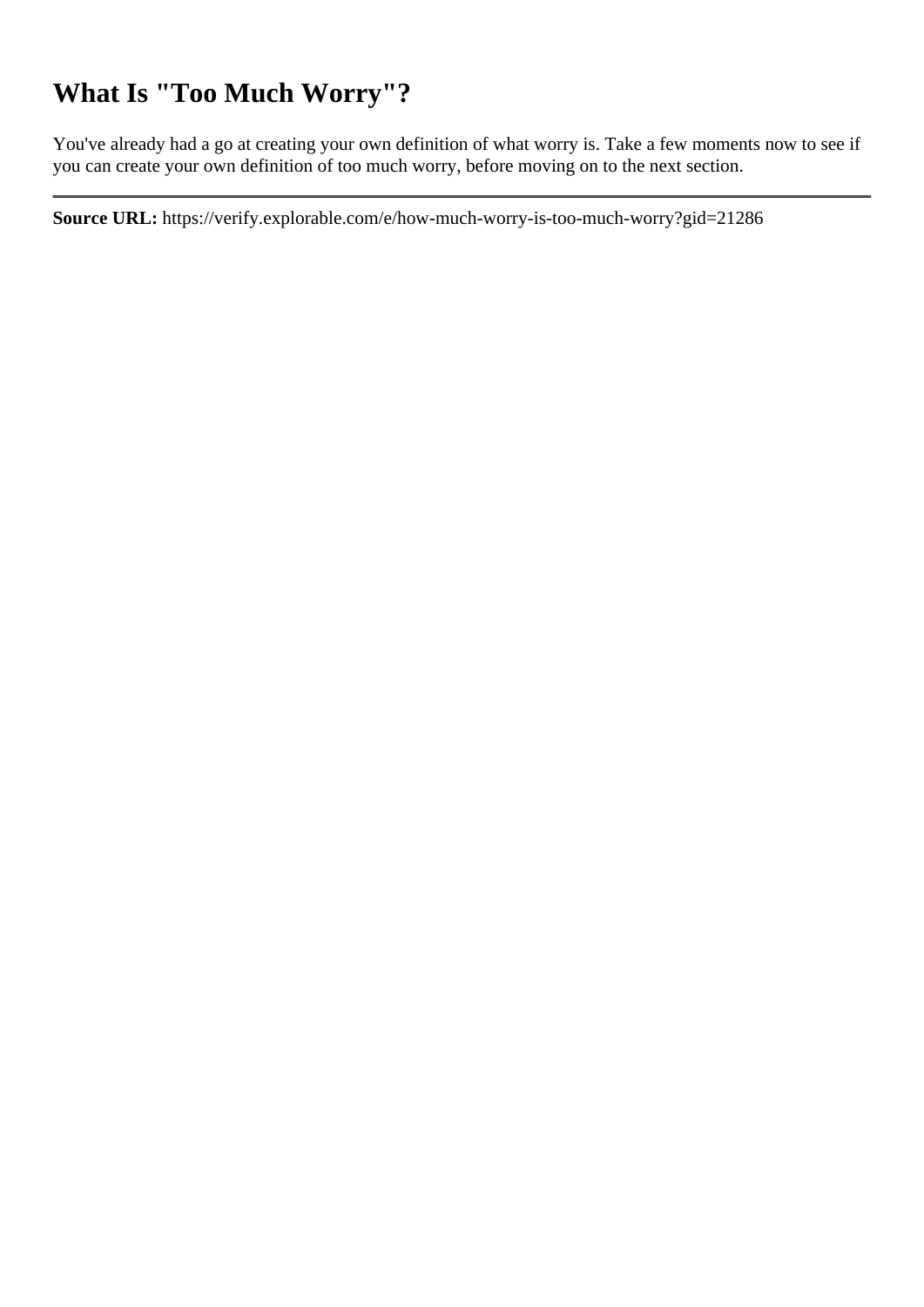## What Is "Too Much Worry"?

You've already had a go at creating your own definition of what worry is. Take a few moments now to see if you can create your own definition of too much worry, before moving on to the next section.

---

**Source URL:** https://verify.explorable.com/e/how-much-worry-is-too-much-worry?gid=21286